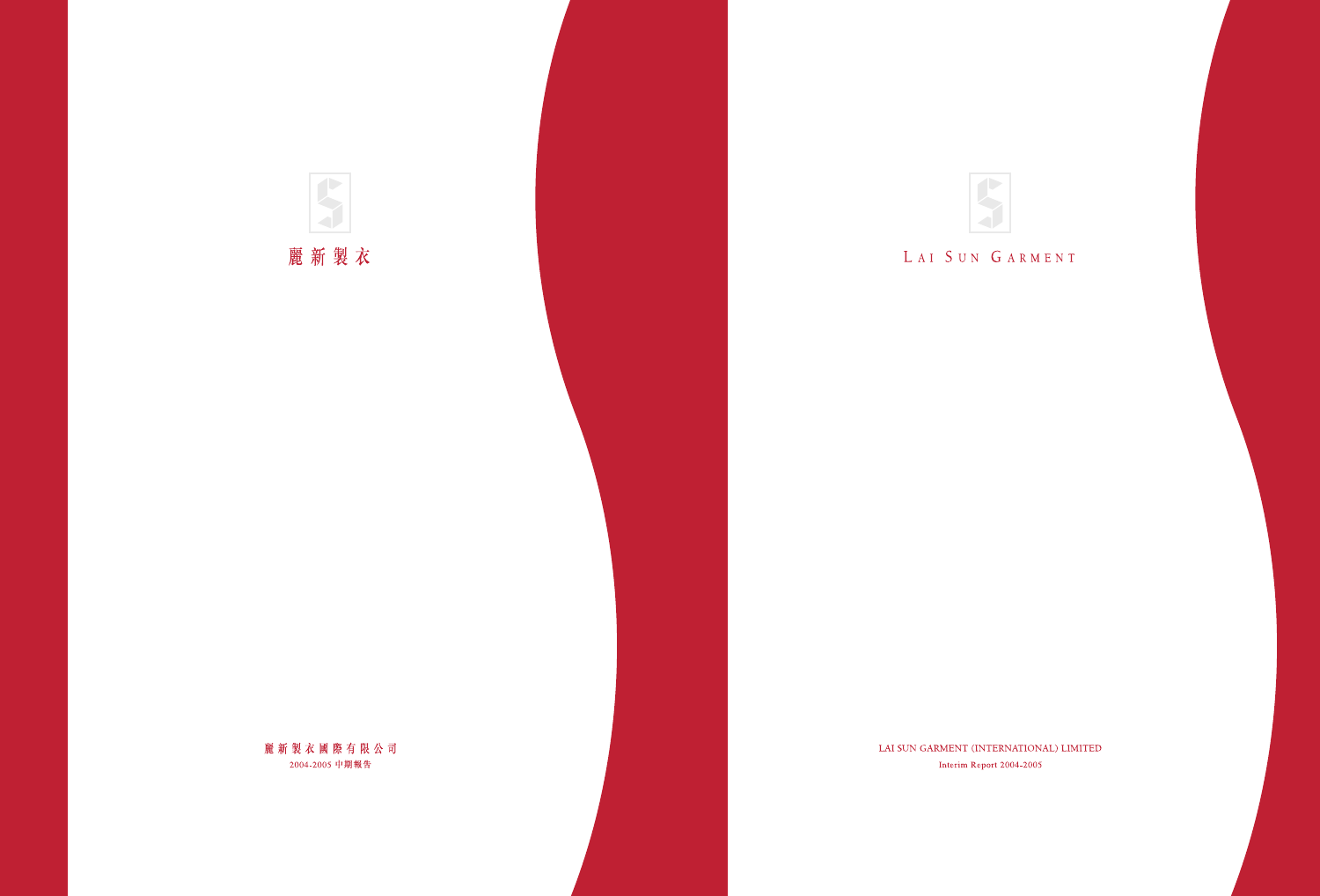麗新製衣

麗新製衣國際有限公司

2004-2005 中期報告

LAI SUN GARMENT

LAI SUN GARMENT (INTERNATIONAL) LIMITED

Interim Report 2004-2005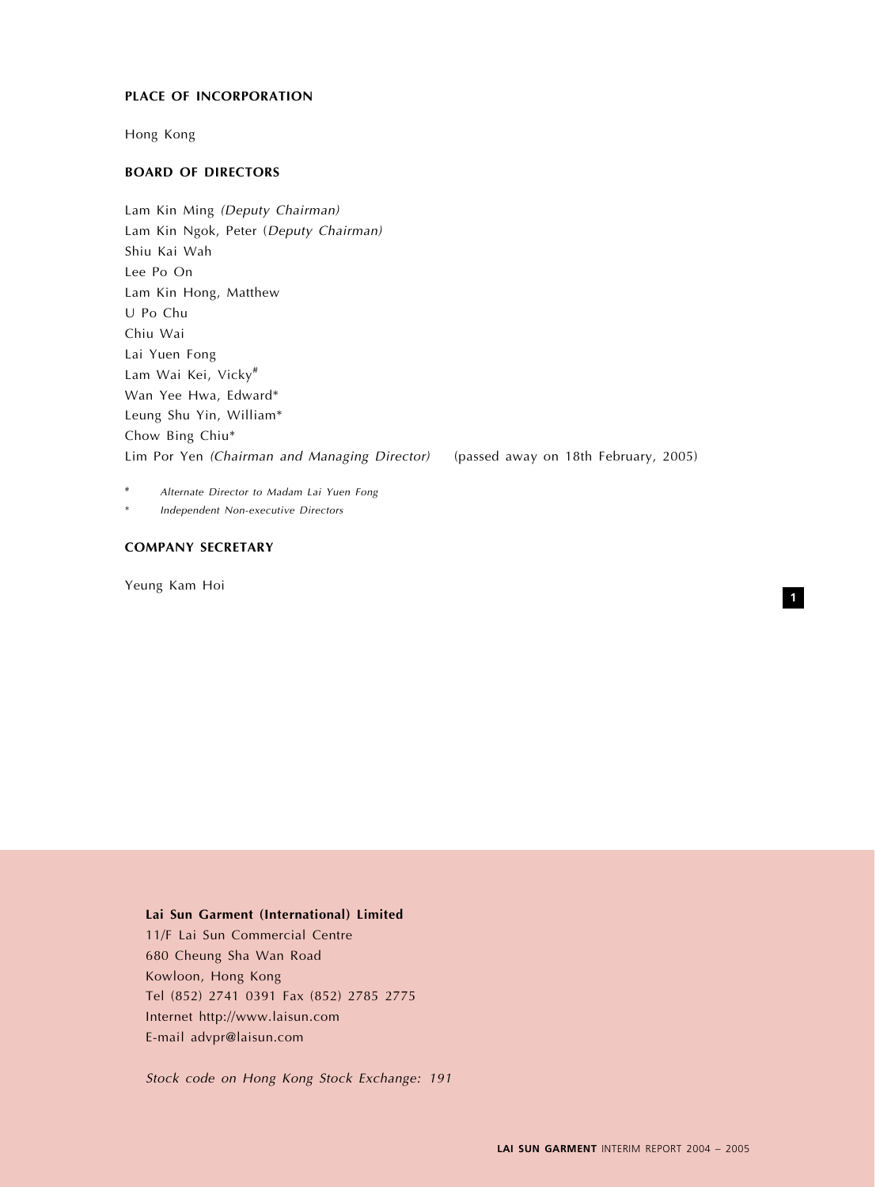## PLACE OF INCORPORATION

Hong Kong

## BOARD OF DIRECTORS

Lam Kin Ming *(Deputy Chairman)*
Lam Kin Ngok, Peter (*Deputy Chairman)*
Shiu Kai Wah
Lee Po On
Lam Kin Hong, Matthew
U Po Chu
Chiu Wai
Lai Yuen Fong
Lam Wai Kei, Vicky#
Wan Yee Hwa, Edward*
Leung Shu Yin, William*
Chow Bing Chiu*
Lim Por Yen *(Chairman and Managing Director)* (passed away on 18th February, 2005)

# *Alternate Director to Madam Lai Yuen Fong*

* *Independent Non-executive Directors*

## COMPANY SECRETARY

Yeung Kam Hoi

**Lai Sun Garment (International) Limited**
11/F Lai Sun Commercial Centre
680 Cheung Sha Wan Road
Kowloon, Hong Kong
Tel (852) 2741 0391 Fax (852) 2785 2775
Internet http://www.laisun.com
E-mail advpr@laisun.com

*Stock code on Hong Kong Stock Exchange: 191*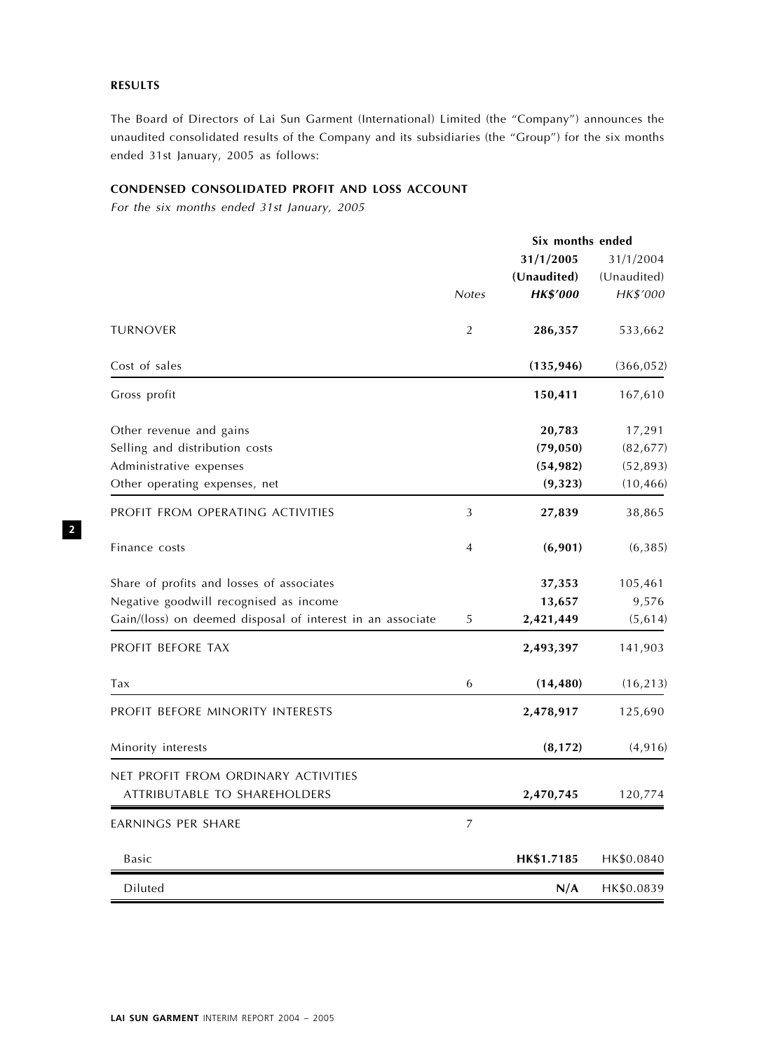## RESULTS

The Board of Directors of Lai Sun Garment (International) Limited (the "Company") announces the unaudited consolidated results of the Company and its subsidiaries (the "Group") for the six months ended 31st January, 2005 as follows:

### CONDENSED CONSOLIDATED PROFIT AND LOSS ACCOUNT

*For the six months ended 31st January, 2005*

| | | Six months ended | |
|---|---|---|---|
| | | **31/1/2005** | 31/1/2004 |
| | | **(Unaudited)** | (Unaudited) |
| | *Notes* | ***HK$'000*** | *HK$'000* |
| TURNOVER | 2 | **286,357** | 533,662 |
| Cost of sales | | **(135,946)** | (366,052) |
| Gross profit | | **150,411** | 167,610 |
| Other revenue and gains | | **20,783** | 17,291 |
| Selling and distribution costs | | **(79,050)** | (82,677) |
| Administrative expenses | | **(54,982)** | (52,893) |
| Other operating expenses, net | | **(9,323)** | (10,466) |
| PROFIT FROM OPERATING ACTIVITIES | 3 | **27,839** | 38,865 |
| Finance costs | 4 | **(6,901)** | (6,385) |
| Share of profits and losses of associates | | **37,353** | 105,461 |
| Negative goodwill recognised as income | | **13,657** | 9,576 |
| Gain/(loss) on deemed disposal of interest in an associate | 5 | **2,421,449** | (5,614) |
| PROFIT BEFORE TAX | | **2,493,397** | 141,903 |
| Tax | 6 | **(14,480)** | (16,213) |
| PROFIT BEFORE MINORITY INTERESTS | | **2,478,917** | 125,690 |
| Minority interests | | **(8,172)** | (4,916) |
| NET PROFIT FROM ORDINARY ACTIVITIES ATTRIBUTABLE TO SHAREHOLDERS | | **2,470,745** | 120,774 |
| EARNINGS PER SHARE | 7 | | |
| Basic | | **HK$1.7185** | HK$0.0840 |
| Diluted | | **N/A** | HK$0.0839 |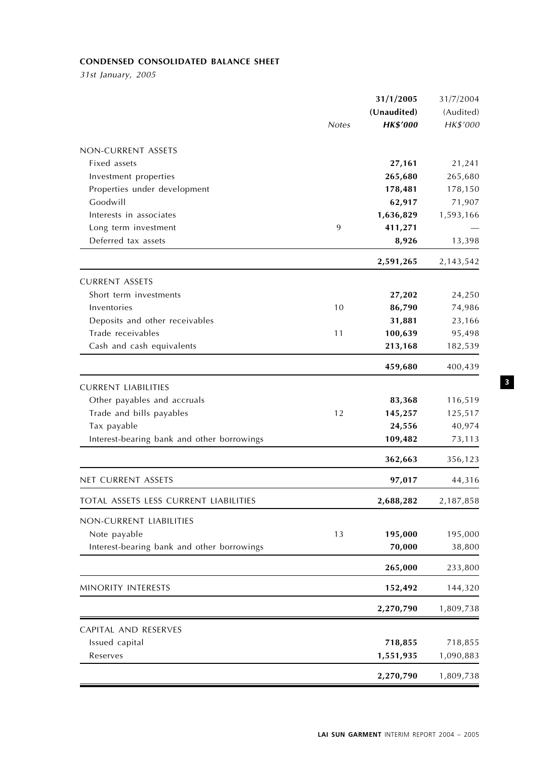**CONDENSED CONSOLIDATED BALANCE SHEET**

*31st January, 2005*

| | Notes | 31/1/2005 (Unaudited) HK$'000 | 31/7/2004 (Audited) HK$'000 |
|---|---|---|---|
| NON-CURRENT ASSETS | | | |
| Fixed assets | | **27,161** | 21,241 |
| Investment properties | | **265,680** | 265,680 |
| Properties under development | | **178,481** | 178,150 |
| Goodwill | | **62,917** | 71,907 |
| Interests in associates | | **1,636,829** | 1,593,166 |
| Long term investment | 9 | **411,271** | — |
| Deferred tax assets | | **8,926** | 13,398 |
| | | **2,591,265** | 2,143,542 |
| CURRENT ASSETS | | | |
| Short term investments | | **27,202** | 24,250 |
| Inventories | 10 | **86,790** | 74,986 |
| Deposits and other receivables | | **31,881** | 23,166 |
| Trade receivables | 11 | **100,639** | 95,498 |
| Cash and cash equivalents | | **213,168** | 182,539 |
| | | **459,680** | 400,439 |
| CURRENT LIABILITIES | | | |
| Other payables and accruals | | **83,368** | 116,519 |
| Trade and bills payables | 12 | **145,257** | 125,517 |
| Tax payable | | **24,556** | 40,974 |
| Interest-bearing bank and other borrowings | | **109,482** | 73,113 |
| | | **362,663** | 356,123 |
| NET CURRENT ASSETS | | **97,017** | 44,316 |
| TOTAL ASSETS LESS CURRENT LIABILITIES | | **2,688,282** | 2,187,858 |
| NON-CURRENT LIABILITIES | | | |
| Note payable | 13 | **195,000** | 195,000 |
| Interest-bearing bank and other borrowings | | **70,000** | 38,800 |
| | | **265,000** | 233,800 |
| MINORITY INTERESTS | | **152,492** | 144,320 |
| | | **2,270,790** | 1,809,738 |
| CAPITAL AND RESERVES | | | |
| Issued capital | | **718,855** | 718,855 |
| Reserves | | **1,551,935** | 1,090,883 |
| | | **2,270,790** | 1,809,738 |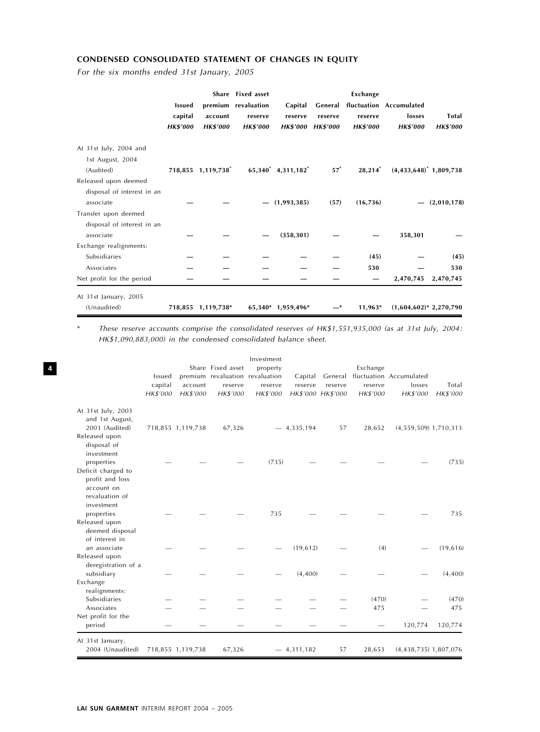## CONDENSED CONSOLIDATED STATEMENT OF CHANGES IN EQUITY

*For the six months ended 31st January, 2005*

| | Issued capital HK$'000 | Share premium account HK$'000 | Fixed asset revaluation reserve HK$'000 | Capital reserve HK$'000 | General reserve HK$'000 | Exchange fluctuation reserve HK$'000 | Accumulated losses HK$'000 | Total HK$'000 |
|---|---|---|---|---|---|---|---|---|
| At 31st July, 2004 and 1st August, 2004 (Audited) | 718,855 | 1,119,738* | 65,340* | 4,311,182* | 57* | 28,214* | (4,433,648)* | 1,809,738 |
| Released upon deemed disposal of interest in an associate | — | — | — | (1,993,385) | (57) | (16,736) | — | (2,010,178) |
| Transfer upon deemed disposal of interest in an associate | — | — | — | (358,301) | — | — | 358,301 | — |
| Exchange realignments: | | | | | | | | |
| Subsidiaries | — | — | — | — | — | (45) | — | (45) |
| Associates | — | — | — | — | — | 530 | — | 530 |
| Net profit for the period | — | — | — | — | — | — | 2,470,745 | 2,470,745 |
| At 31st January, 2005 (Unaudited) | 718,855 | 1,119,738* | 65,340* | 1,959,496* | —* | 11,963* | (1,604,602)* | 2,270,790 |

\* These reserve accounts comprise the consolidated reserves of HK$1,551,935,000 (as at 31st July, 2004: HK$1,090,883,000) in the condensed consolidated balance sheet.

| | Issued capital HK$'000 | Share premium account HK$'000 | Fixed asset revaluation reserve HK$'000 | Investment property revaluation reserve HK$'000 | Capital reserve HK$'000 | General reserve HK$'000 | Exchange fluctuation reserve HK$'000 | Accumulated losses HK$'000 | Total HK$'000 |
|---|---|---|---|---|---|---|---|---|---|
| At 31st July, 2003 and 1st August, 2003 (Audited) | 718,855 | 1,119,738 | 67,326 | — | 4,335,194 | 57 | 28,652 | (4,559,509) | 1,710,313 |
| Released upon disposal of investment properties | — | — | — | (735) | — | — | — | — | (735) |
| Deficit charged to profit and loss account on revaluation of investment properties | — | — | — | 735 | — | — | — | — | 735 |
| Released upon deemed disposal of interest in an associate | — | — | — | — | (19,612) | — | (4) | — | (19,616) |
| Released upon deregistration of a subsidiary | — | — | — | — | (4,400) | — | — | — | (4,400) |
| Exchange realignments: | | | | | | | | | |
| Subsidiaries | — | — | — | — | — | — | (470) | — | (470) |
| Associates | — | — | — | — | — | — | 475 | — | 475 |
| Net profit for the period | — | — | — | — | — | — | — | 120,774 | 120,774 |
| At 31st January, 2004 (Unaudited) | 718,855 | 1,119,738 | 67,326 | — | 4,311,182 | 57 | 28,653 | (4,438,735) | 1,807,076 |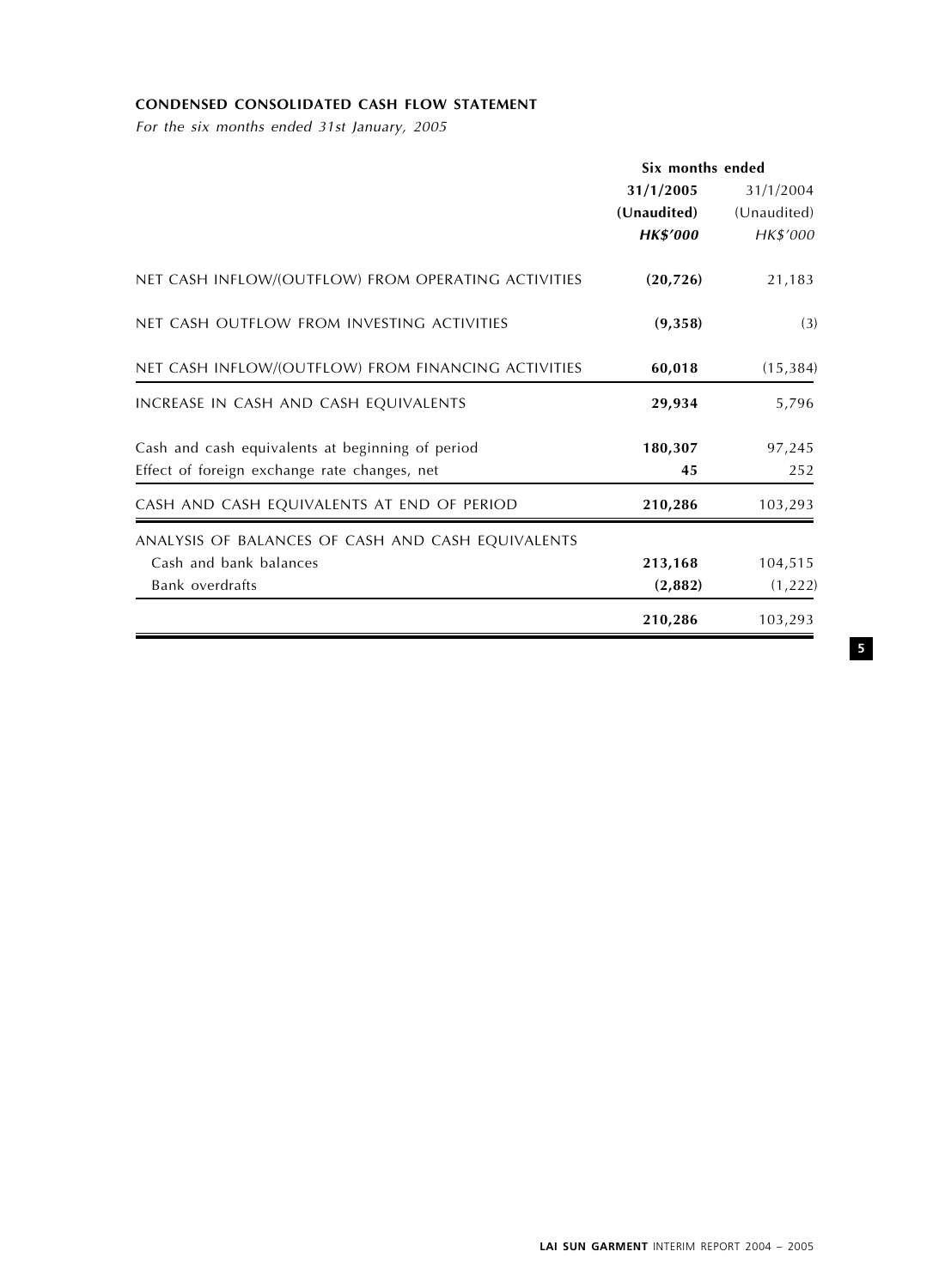## CONDENSED CONSOLIDATED CASH FLOW STATEMENT

*For the six months ended 31st January, 2005*

| | Six months ended | |
|---|---|---|
| | **31/1/2005** | 31/1/2004 |
| | **(Unaudited)** | (Unaudited) |
| | ***HK$'000*** | *HK$'000* |
| NET CASH INFLOW/(OUTFLOW) FROM OPERATING ACTIVITIES | **(20,726)** | 21,183 |
| NET CASH OUTFLOW FROM INVESTING ACTIVITIES | **(9,358)** | (3) |
| NET CASH INFLOW/(OUTFLOW) FROM FINANCING ACTIVITIES | **60,018** | (15,384) |
| INCREASE IN CASH AND CASH EQUIVALENTS | **29,934** | 5,796 |
| Cash and cash equivalents at beginning of period | **180,307** | 97,245 |
| Effect of foreign exchange rate changes, net | **45** | 252 |
| CASH AND CASH EQUIVALENTS AT END OF PERIOD | **210,286** | 103,293 |
| ANALYSIS OF BALANCES OF CASH AND CASH EQUIVALENTS | | |
| Cash and bank balances | **213,168** | 104,515 |
| Bank overdrafts | **(2,882)** | (1,222) |
| | **210,286** | 103,293 |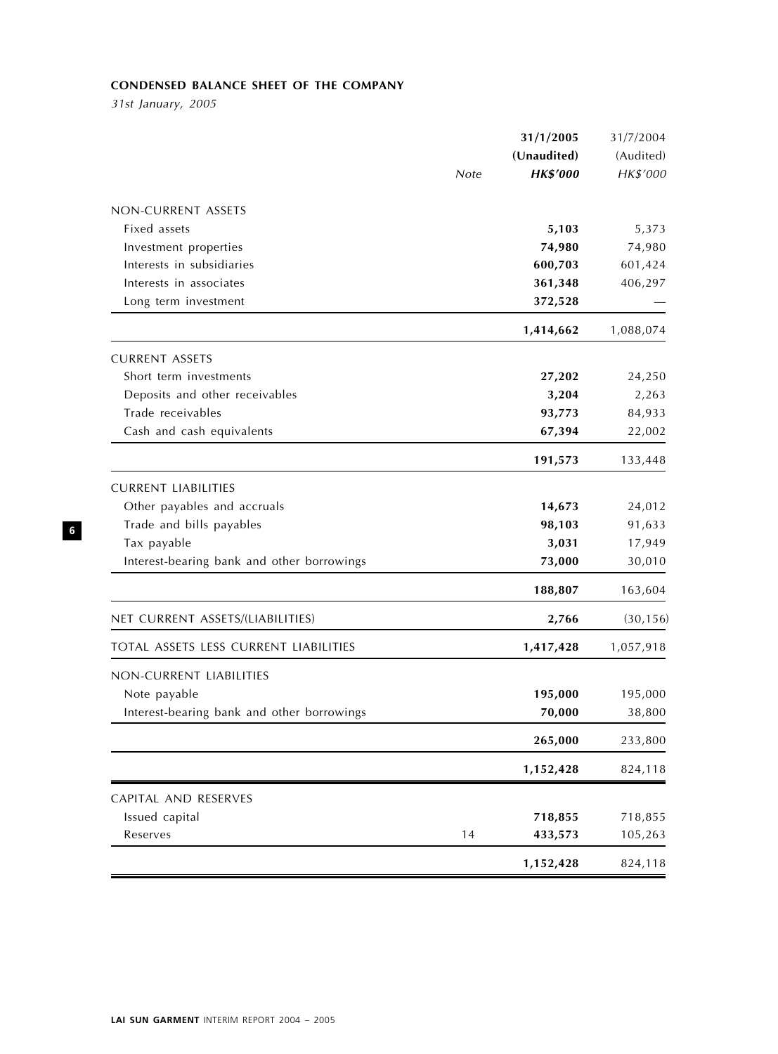**CONDENSED BALANCE SHEET OF THE COMPANY**

*31st January, 2005*

| | Note | 31/1/2005 (Unaudited) HK$'000 | 31/7/2004 (Audited) HK$'000 |
|---|---|---|---|
| NON-CURRENT ASSETS | | | |
| Fixed assets | | **5,103** | 5,373 |
| Investment properties | | **74,980** | 74,980 |
| Interests in subsidiaries | | **600,703** | 601,424 |
| Interests in associates | | **361,348** | 406,297 |
| Long term investment | | **372,528** | — |
| | | **1,414,662** | 1,088,074 |
| CURRENT ASSETS | | | |
| Short term investments | | **27,202** | 24,250 |
| Deposits and other receivables | | **3,204** | 2,263 |
| Trade receivables | | **93,773** | 84,933 |
| Cash and cash equivalents | | **67,394** | 22,002 |
| | | **191,573** | 133,448 |
| CURRENT LIABILITIES | | | |
| Other payables and accruals | | **14,673** | 24,012 |
| Trade and bills payables | | **98,103** | 91,633 |
| Tax payable | | **3,031** | 17,949 |
| Interest-bearing bank and other borrowings | | **73,000** | 30,010 |
| | | **188,807** | 163,604 |
| NET CURRENT ASSETS/(LIABILITIES) | | **2,766** | (30,156) |
| TOTAL ASSETS LESS CURRENT LIABILITIES | | **1,417,428** | 1,057,918 |
| NON-CURRENT LIABILITIES | | | |
| Note payable | | **195,000** | 195,000 |
| Interest-bearing bank and other borrowings | | **70,000** | 38,800 |
| | | **265,000** | 233,800 |
| | | **1,152,428** | 824,118 |
| CAPITAL AND RESERVES | | | |
| Issued capital | | **718,855** | 718,855 |
| Reserves | 14 | **433,573** | 105,263 |
| | | **1,152,428** | 824,118 |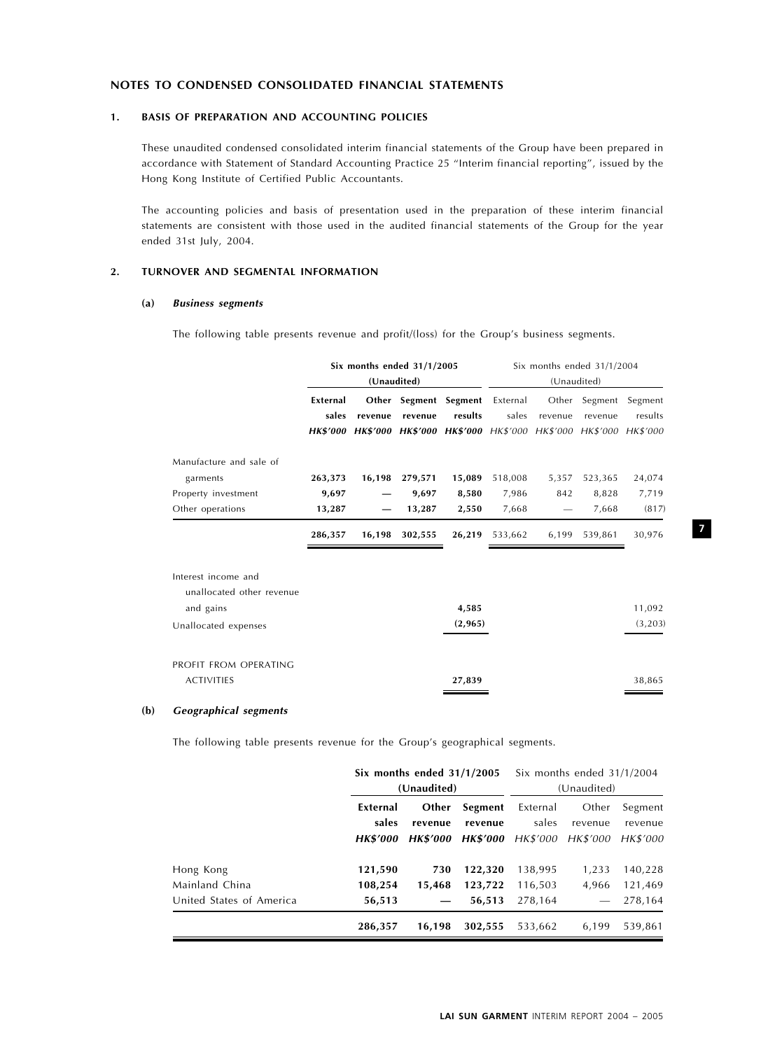## NOTES TO CONDENSED CONSOLIDATED FINANCIAL STATEMENTS

### 1. BASIS OF PREPARATION AND ACCOUNTING POLICIES

These unaudited condensed consolidated interim financial statements of the Group have been prepared in accordance with Statement of Standard Accounting Practice 25 "Interim financial reporting", issued by the Hong Kong Institute of Certified Public Accountants.

The accounting policies and basis of presentation used in the preparation of these interim financial statements are consistent with those used in the audited financial statements of the Group for the year ended 31st July, 2004.

### 2. TURNOVER AND SEGMENTAL INFORMATION

#### (a) *Business segments*

The following table presents revenue and profit/(loss) for the Group's business segments.

| | **Six months ended 31/1/2005 (Unaudited)** | | | | Six months ended 31/1/2004 (Unaudited) | | | |
|---|---|---|---|---|---|---|---|---|
| | **External sales** | **Other revenue** | **Segment revenue** | **Segment results** | External sales | Other revenue | Segment revenue | Segment results |
| | ***HK$'000*** | ***HK$'000*** | ***HK$'000*** | ***HK$'000*** | *HK$'000* | *HK$'000* | *HK$'000* | *HK$'000* |
| Manufacture and sale of garments | **263,373** | **16,198** | **279,571** | **15,089** | 518,008 | 5,357 | 523,365 | 24,074 |
| Property investment | **9,697** | **—** | **9,697** | **8,580** | 7,986 | 842 | 8,828 | 7,719 |
| Other operations | **13,287** | **—** | **13,287** | **2,550** | 7,668 | — | 7,668 | (817) |
| | **286,357** | **16,198** | **302,555** | **26,219** | 533,662 | 6,199 | 539,861 | 30,976 |
| Interest income and unallocated other revenue and gains | | | | **4,585** | | | | 11,092 |
| Unallocated expenses | | | | **(2,965)** | | | | (3,203) |
| PROFIT FROM OPERATING ACTIVITIES | | | | **27,839** | | | | 38,865 |

#### (b) *Geographical segments*

The following table presents revenue for the Group's geographical segments.

| | **Six months ended 31/1/2005 (Unaudited)** | | | Six months ended 31/1/2004 (Unaudited) | | |
|---|---|---|---|---|---|---|
| | **External sales** | **Other revenue** | **Segment revenue** | External sales | Other revenue | Segment revenue |
| | ***HK$'000*** | ***HK$'000*** | ***HK$'000*** | *HK$'000* | *HK$'000* | *HK$'000* |
| Hong Kong | **121,590** | **730** | **122,320** | 138,995 | 1,233 | 140,228 |
| Mainland China | **108,254** | **15,468** | **123,722** | 116,503 | 4,966 | 121,469 |
| United States of America | **56,513** | **—** | **56,513** | 278,164 | — | 278,164 |
| | **286,357** | **16,198** | **302,555** | 533,662 | 6,199 | 539,861 |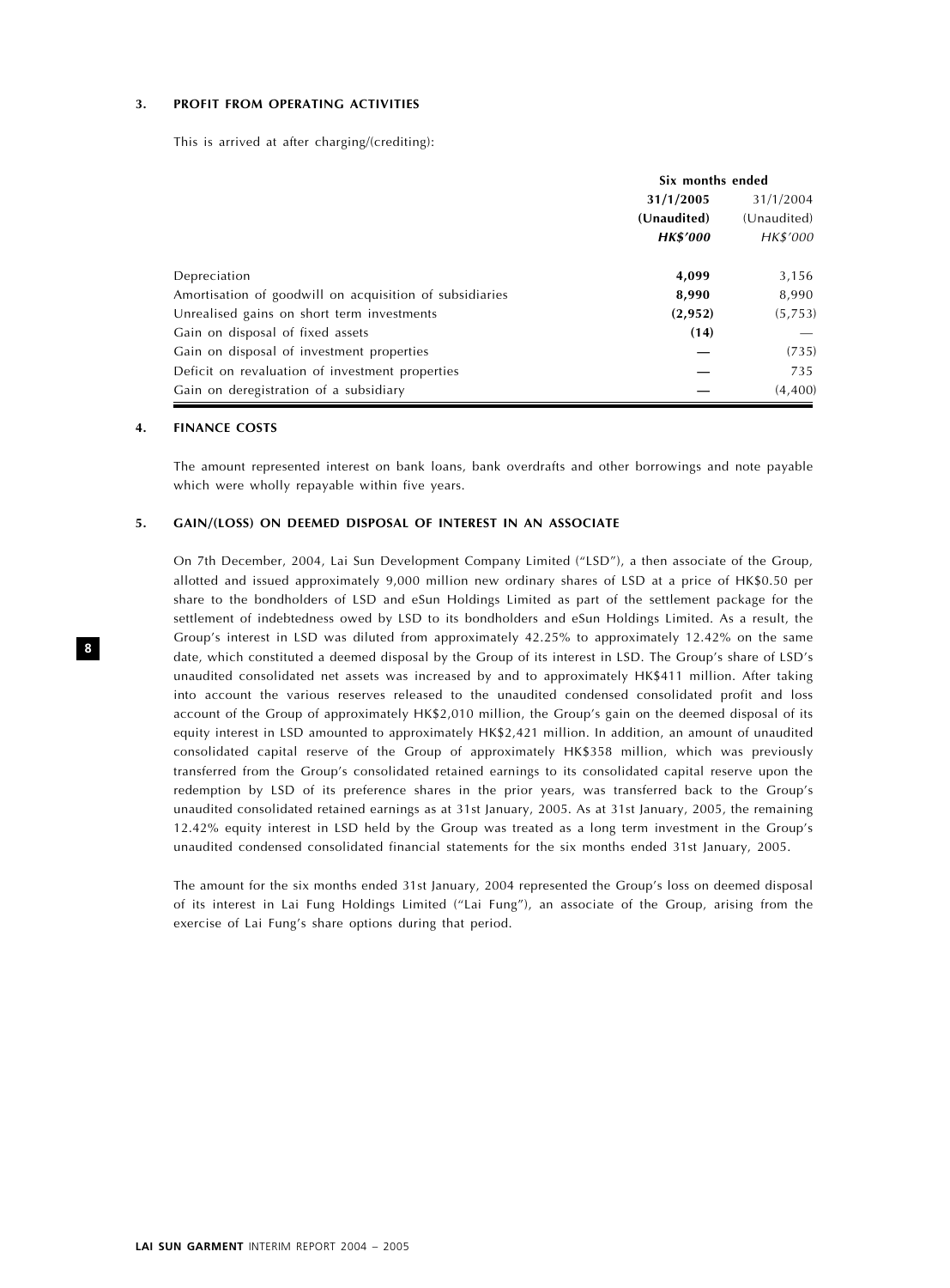### 3. PROFIT FROM OPERATING ACTIVITIES

This is arrived at after charging/(crediting):

| | Six months ended | |
|---|---|---|
| | **31/1/2005** | 31/1/2004 |
| | **(Unaudited)** | (Unaudited) |
| | ***HK$'000*** | *HK$'000* |
| Depreciation | **4,099** | 3,156 |
| Amortisation of goodwill on acquisition of subsidiaries | **8,990** | 8,990 |
| Unrealised gains on short term investments | **(2,952)** | (5,753) |
| Gain on disposal of fixed assets | **(14)** | — |
| Gain on disposal of investment properties | **—** | (735) |
| Deficit on revaluation of investment properties | **—** | 735 |
| Gain on deregistration of a subsidiary | **—** | (4,400) |

### 4. FINANCE COSTS

The amount represented interest on bank loans, bank overdrafts and other borrowings and note payable which were wholly repayable within five years.

### 5. GAIN/(LOSS) ON DEEMED DISPOSAL OF INTEREST IN AN ASSOCIATE

On 7th December, 2004, Lai Sun Development Company Limited ("LSD"), a then associate of the Group, allotted and issued approximately 9,000 million new ordinary shares of LSD at a price of HK$0.50 per share to the bondholders of LSD and eSun Holdings Limited as part of the settlement package for the settlement of indebtedness owed by LSD to its bondholders and eSun Holdings Limited. As a result, the Group's interest in LSD was diluted from approximately 42.25% to approximately 12.42% on the same date, which constituted a deemed disposal by the Group of its interest in LSD. The Group's share of LSD's unaudited consolidated net assets was increased by and to approximately HK$411 million. After taking into account the various reserves released to the unaudited condensed consolidated profit and loss account of the Group of approximately HK$2,010 million, the Group's gain on the deemed disposal of its equity interest in LSD amounted to approximately HK$2,421 million. In addition, an amount of unaudited consolidated capital reserve of the Group of approximately HK$358 million, which was previously transferred from the Group's consolidated retained earnings to its consolidated capital reserve upon the redemption by LSD of its preference shares in the prior years, was transferred back to the Group's unaudited consolidated retained earnings as at 31st January, 2005. As at 31st January, 2005, the remaining 12.42% equity interest in LSD held by the Group was treated as a long term investment in the Group's unaudited condensed consolidated financial statements for the six months ended 31st January, 2005.

The amount for the six months ended 31st January, 2004 represented the Group's loss on deemed disposal of its interest in Lai Fung Holdings Limited ("Lai Fung"), an associate of the Group, arising from the exercise of Lai Fung's share options during that period.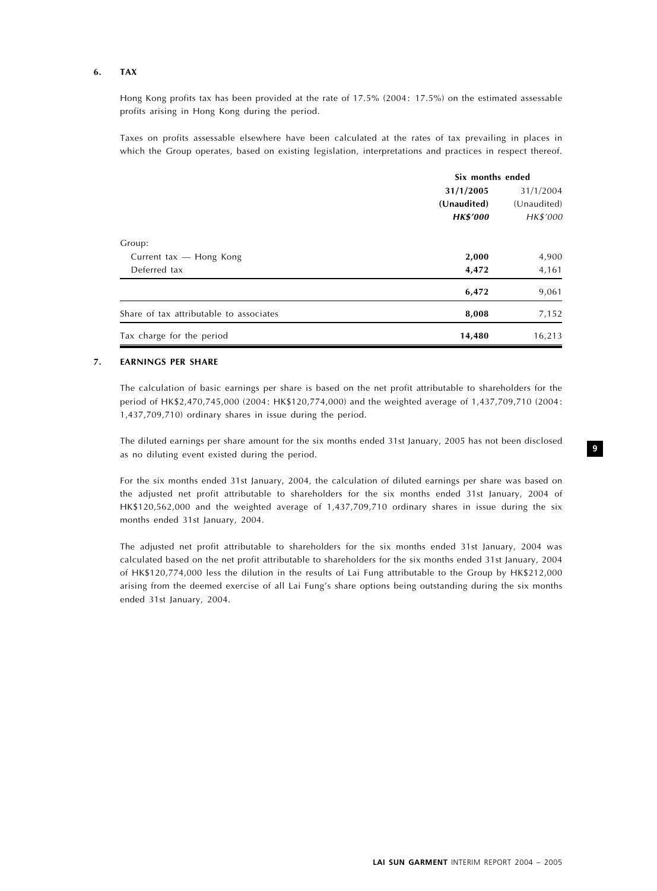### 6. TAX

Hong Kong profits tax has been provided at the rate of 17.5% (2004: 17.5%) on the estimated assessable profits arising in Hong Kong during the period.

Taxes on profits assessable elsewhere have been calculated at the rates of tax prevailing in places in which the Group operates, based on existing legislation, interpretations and practices in respect thereof.

| | Six months ended | |
|---|---|---|
| | **31/1/2005** | 31/1/2004 |
| | **(Unaudited)** | (Unaudited) |
| | ***HK$'000*** | *HK$'000* |
| Group: | | |
| Current tax — Hong Kong | **2,000** | 4,900 |
| Deferred tax | **4,472** | 4,161 |
| | **6,472** | 9,061 |
| Share of tax attributable to associates | **8,008** | 7,152 |
| Tax charge for the period | **14,480** | 16,213 |

### 7. EARNINGS PER SHARE

The calculation of basic earnings per share is based on the net profit attributable to shareholders for the period of HK$2,470,745,000 (2004: HK$120,774,000) and the weighted average of 1,437,709,710 (2004: 1,437,709,710) ordinary shares in issue during the period.

The diluted earnings per share amount for the six months ended 31st January, 2005 has not been disclosed as no diluting event existed during the period.

For the six months ended 31st January, 2004, the calculation of diluted earnings per share was based on the adjusted net profit attributable to shareholders for the six months ended 31st January, 2004 of HK$120,562,000 and the weighted average of 1,437,709,710 ordinary shares in issue during the six months ended 31st January, 2004.

The adjusted net profit attributable to shareholders for the six months ended 31st January, 2004 was calculated based on the net profit attributable to shareholders for the six months ended 31st January, 2004 of HK$120,774,000 less the dilution in the results of Lai Fung attributable to the Group by HK$212,000 arising from the deemed exercise of all Lai Fung's share options being outstanding during the six months ended 31st January, 2004.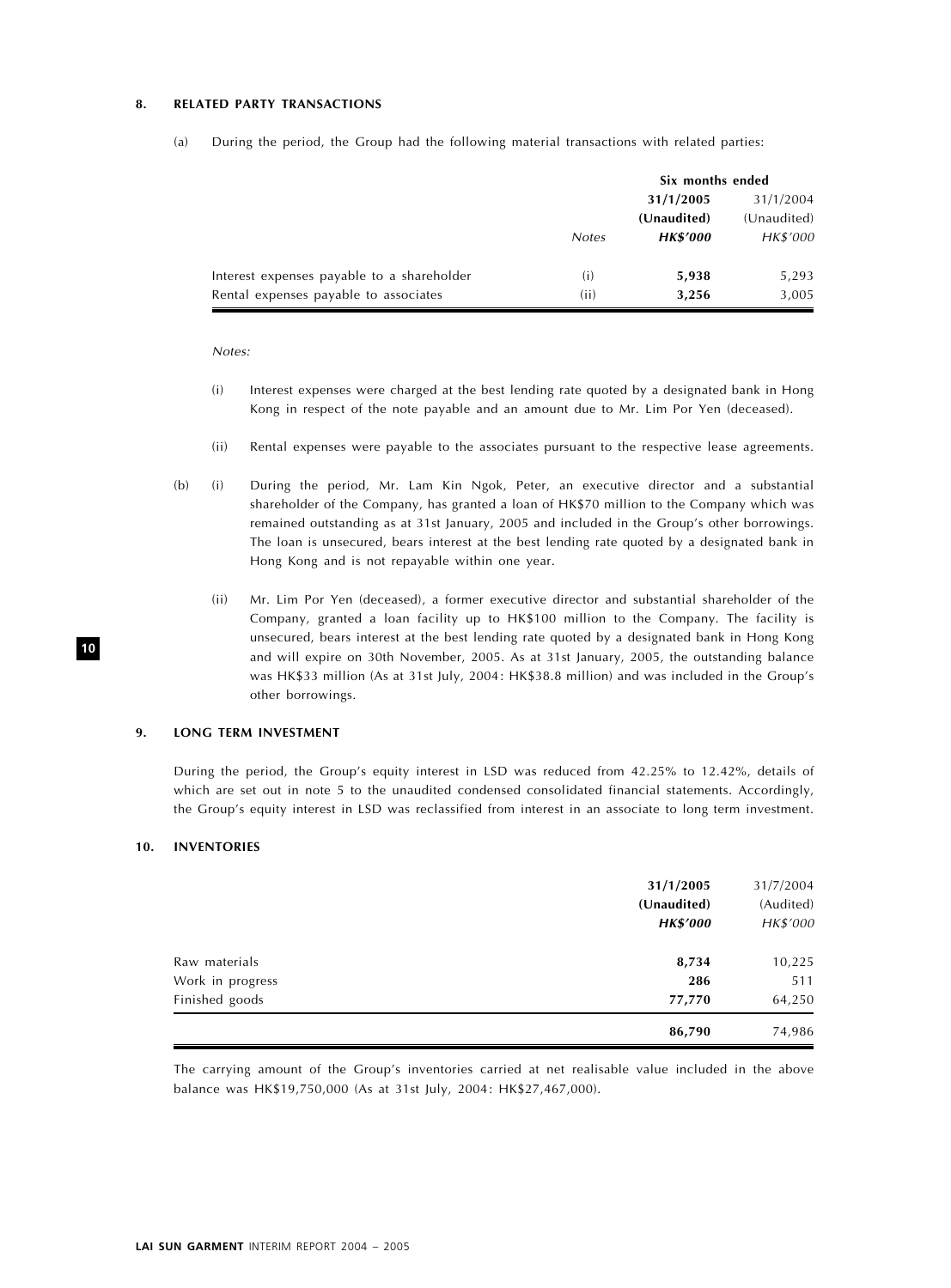## 8. RELATED PARTY TRANSACTIONS

(a) During the period, the Group had the following material transactions with related parties:

| | | Six months ended | |
|---|---|---|---|
| | | **31/1/2005** | 31/1/2004 |
| | | **(Unaudited)** | (Unaudited) |
| | *Notes* | ***HK$'000*** | *HK$'000* |
| Interest expenses payable to a shareholder | (i) | **5,938** | 5,293 |
| Rental expenses payable to associates | (ii) | **3,256** | 3,005 |

*Notes:*

(i) Interest expenses were charged at the best lending rate quoted by a designated bank in Hong Kong in respect of the note payable and an amount due to Mr. Lim Por Yen (deceased).

(ii) Rental expenses were payable to the associates pursuant to the respective lease agreements.

(b) (i) During the period, Mr. Lam Kin Ngok, Peter, an executive director and a substantial shareholder of the Company, has granted a loan of HK$70 million to the Company which was remained outstanding as at 31st January, 2005 and included in the Group's other borrowings. The loan is unsecured, bears interest at the best lending rate quoted by a designated bank in Hong Kong and is not repayable within one year.

(ii) Mr. Lim Por Yen (deceased), a former executive director and substantial shareholder of the Company, granted a loan facility up to HK$100 million to the Company. The facility is unsecured, bears interest at the best lending rate quoted by a designated bank in Hong Kong and will expire on 30th November, 2005. As at 31st January, 2005, the outstanding balance was HK$33 million (As at 31st July, 2004: HK$38.8 million) and was included in the Group's other borrowings.

## 9. LONG TERM INVESTMENT

During the period, the Group's equity interest in LSD was reduced from 42.25% to 12.42%, details of which are set out in note 5 to the unaudited condensed consolidated financial statements. Accordingly, the Group's equity interest in LSD was reclassified from interest in an associate to long term investment.

## 10. INVENTORIES

| | **31/1/2005** | 31/7/2004 |
|---|---|---|
| | **(Unaudited)** | (Audited) |
| | ***HK$'000*** | *HK$'000* |
| Raw materials | **8,734** | 10,225 |
| Work in progress | **286** | 511 |
| Finished goods | **77,770** | 64,250 |
| | **86,790** | 74,986 |

The carrying amount of the Group's inventories carried at net realisable value included in the above balance was HK$19,750,000 (As at 31st July, 2004: HK$27,467,000).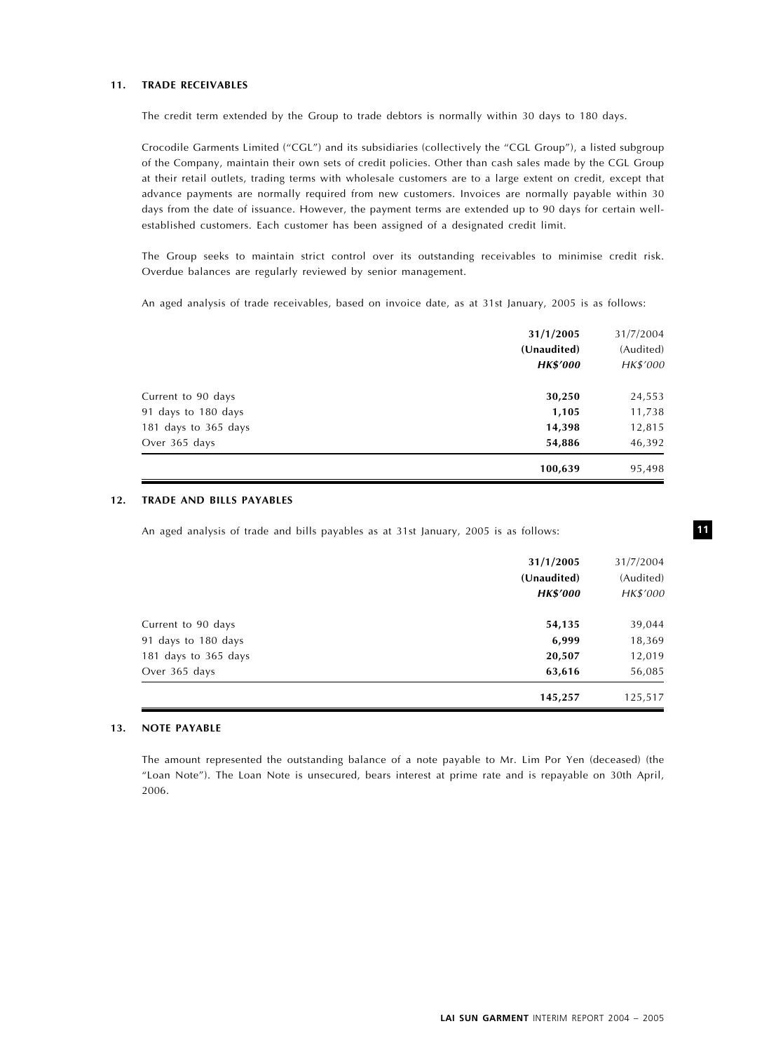## 11. TRADE RECEIVABLES

The credit term extended by the Group to trade debtors is normally within 30 days to 180 days.

Crocodile Garments Limited ("CGL") and its subsidiaries (collectively the "CGL Group"), a listed subgroup of the Company, maintain their own sets of credit policies. Other than cash sales made by the CGL Group at their retail outlets, trading terms with wholesale customers are to a large extent on credit, except that advance payments are normally required from new customers. Invoices are normally payable within 30 days from the date of issuance. However, the payment terms are extended up to 90 days for certain well-established customers. Each customer has been assigned of a designated credit limit.

The Group seeks to maintain strict control over its outstanding receivables to minimise credit risk. Overdue balances are regularly reviewed by senior management.

An aged analysis of trade receivables, based on invoice date, as at 31st January, 2005 is as follows:

| | **31/1/2005** | 31/7/2004 |
|---|---|---|
| | **(Unaudited)** | (Audited) |
| | ***HK$'000*** | *HK$'000* |
| Current to 90 days | **30,250** | 24,553 |
| 91 days to 180 days | **1,105** | 11,738 |
| 181 days to 365 days | **14,398** | 12,815 |
| Over 365 days | **54,886** | 46,392 |
| | **100,639** | 95,498 |

## 12. TRADE AND BILLS PAYABLES

An aged analysis of trade and bills payables as at 31st January, 2005 is as follows:

| | **31/1/2005** | 31/7/2004 |
|---|---|---|
| | **(Unaudited)** | (Audited) |
| | ***HK$'000*** | *HK$'000* |
| Current to 90 days | **54,135** | 39,044 |
| 91 days to 180 days | **6,999** | 18,369 |
| 181 days to 365 days | **20,507** | 12,019 |
| Over 365 days | **63,616** | 56,085 |
| | **145,257** | 125,517 |

## 13. NOTE PAYABLE

The amount represented the outstanding balance of a note payable to Mr. Lim Por Yen (deceased) (the "Loan Note"). The Loan Note is unsecured, bears interest at prime rate and is repayable on 30th April, 2006.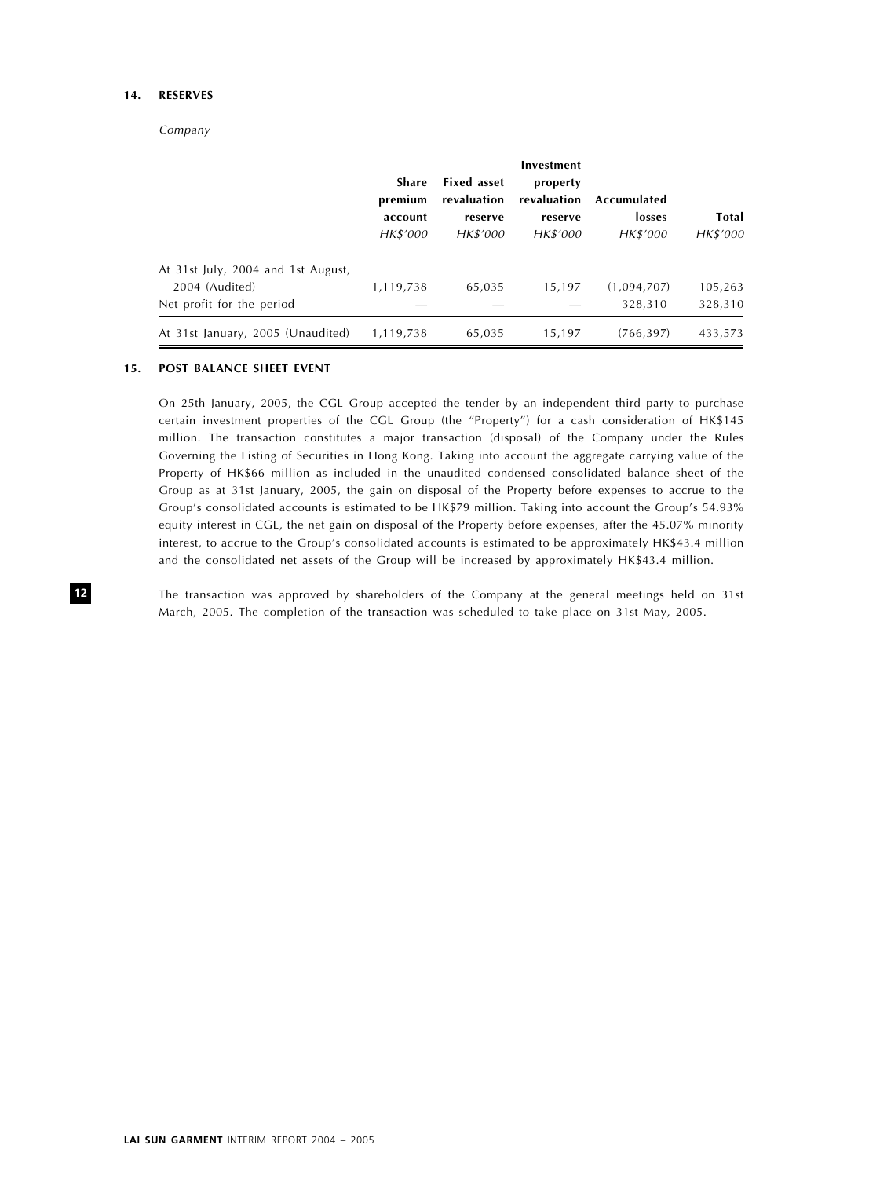## 14. RESERVES

*Company*

| | Share premium account | Fixed asset revaluation reserve | Investment property revaluation reserve | Accumulated losses | Total |
|---|---|---|---|---|---|
| | *HK$'000* | *HK$'000* | *HK$'000* | *HK$'000* | *HK$'000* |
| At 31st July, 2004 and 1st August, 2004 (Audited) | 1,119,738 | 65,035 | 15,197 | (1,094,707) | 105,263 |
| Net profit for the period | — | — | — | 328,310 | 328,310 |
| At 31st January, 2005 (Unaudited) | 1,119,738 | 65,035 | 15,197 | (766,397) | 433,573 |

## 15. POST BALANCE SHEET EVENT

On 25th January, 2005, the CGL Group accepted the tender by an independent third party to purchase certain investment properties of the CGL Group (the "Property") for a cash consideration of HK$145 million. The transaction constitutes a major transaction (disposal) of the Company under the Rules Governing the Listing of Securities in Hong Kong. Taking into account the aggregate carrying value of the Property of HK$66 million as included in the unaudited condensed consolidated balance sheet of the Group as at 31st January, 2005, the gain on disposal of the Property before expenses to accrue to the Group's consolidated accounts is estimated to be HK$79 million. Taking into account the Group's 54.93% equity interest in CGL, the net gain on disposal of the Property before expenses, after the 45.07% minority interest, to accrue to the Group's consolidated accounts is estimated to be approximately HK$43.4 million and the consolidated net assets of the Group will be increased by approximately HK$43.4 million.

The transaction was approved by shareholders of the Company at the general meetings held on 31st March, 2005. The completion of the transaction was scheduled to take place on 31st May, 2005.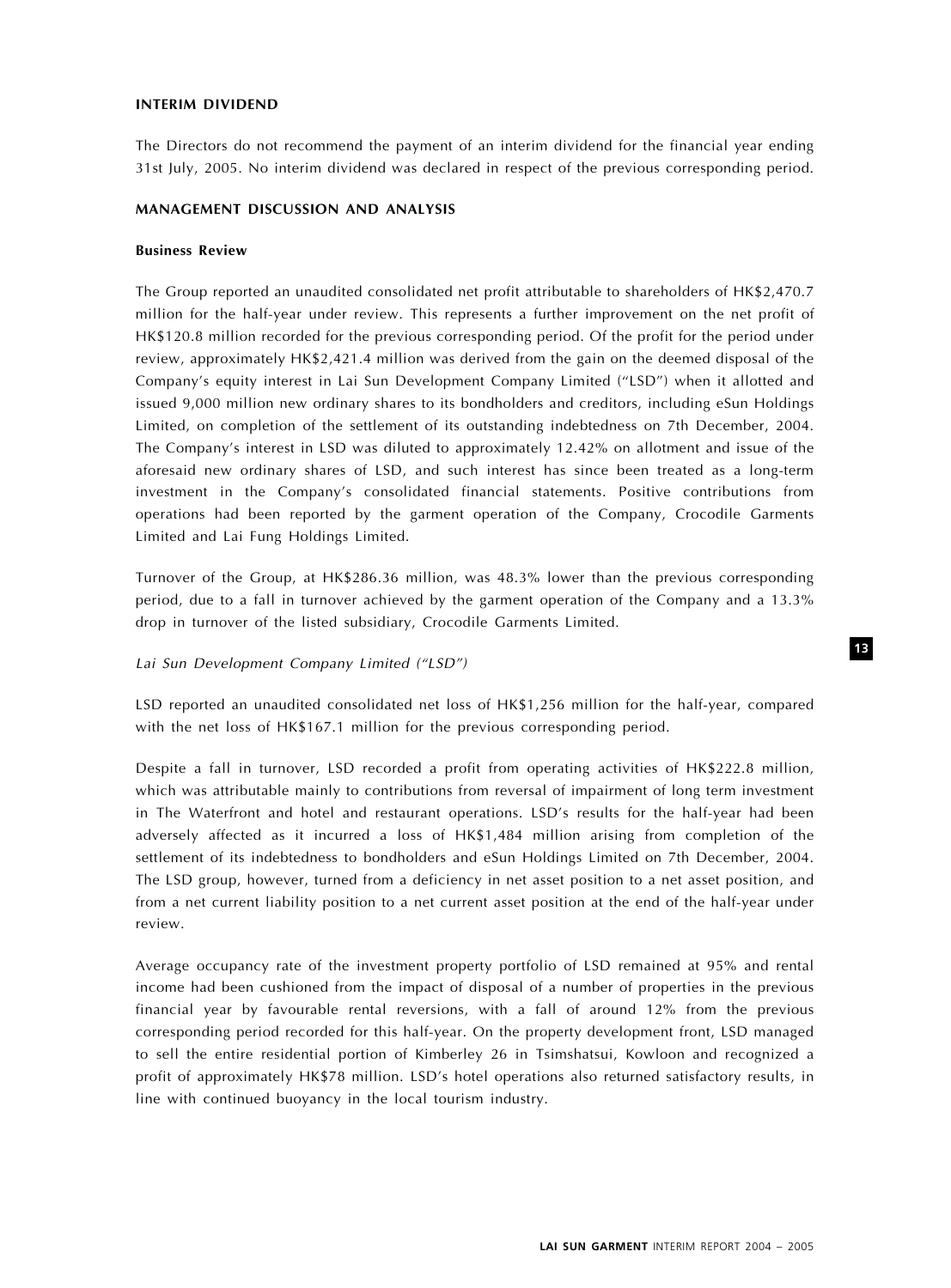## INTERIM DIVIDEND

The Directors do not recommend the payment of an interim dividend for the financial year ending 31st July, 2005. No interim dividend was declared in respect of the previous corresponding period.

## MANAGEMENT DISCUSSION AND ANALYSIS

### Business Review

The Group reported an unaudited consolidated net profit attributable to shareholders of HK$2,470.7 million for the half-year under review. This represents a further improvement on the net profit of HK$120.8 million recorded for the previous corresponding period. Of the profit for the period under review, approximately HK$2,421.4 million was derived from the gain on the deemed disposal of the Company's equity interest in Lai Sun Development Company Limited ("LSD") when it allotted and issued 9,000 million new ordinary shares to its bondholders and creditors, including eSun Holdings Limited, on completion of the settlement of its outstanding indebtedness on 7th December, 2004. The Company's interest in LSD was diluted to approximately 12.42% on allotment and issue of the aforesaid new ordinary shares of LSD, and such interest has since been treated as a long-term investment in the Company's consolidated financial statements. Positive contributions from operations had been reported by the garment operation of the Company, Crocodile Garments Limited and Lai Fung Holdings Limited.

Turnover of the Group, at HK$286.36 million, was 48.3% lower than the previous corresponding period, due to a fall in turnover achieved by the garment operation of the Company and a 13.3% drop in turnover of the listed subsidiary, Crocodile Garments Limited.

*Lai Sun Development Company Limited ("LSD")*

LSD reported an unaudited consolidated net loss of HK$1,256 million for the half-year, compared with the net loss of HK$167.1 million for the previous corresponding period.

Despite a fall in turnover, LSD recorded a profit from operating activities of HK$222.8 million, which was attributable mainly to contributions from reversal of impairment of long term investment in The Waterfront and hotel and restaurant operations. LSD's results for the half-year had been adversely affected as it incurred a loss of HK$1,484 million arising from completion of the settlement of its indebtedness to bondholders and eSun Holdings Limited on 7th December, 2004. The LSD group, however, turned from a deficiency in net asset position to a net asset position, and from a net current liability position to a net current asset position at the end of the half-year under review.

Average occupancy rate of the investment property portfolio of LSD remained at 95% and rental income had been cushioned from the impact of disposal of a number of properties in the previous financial year by favourable rental reversions, with a fall of around 12% from the previous corresponding period recorded for this half-year. On the property development front, LSD managed to sell the entire residential portion of Kimberley 26 in Tsimshatsui, Kowloon and recognized a profit of approximately HK$78 million. LSD's hotel operations also returned satisfactory results, in line with continued buoyancy in the local tourism industry.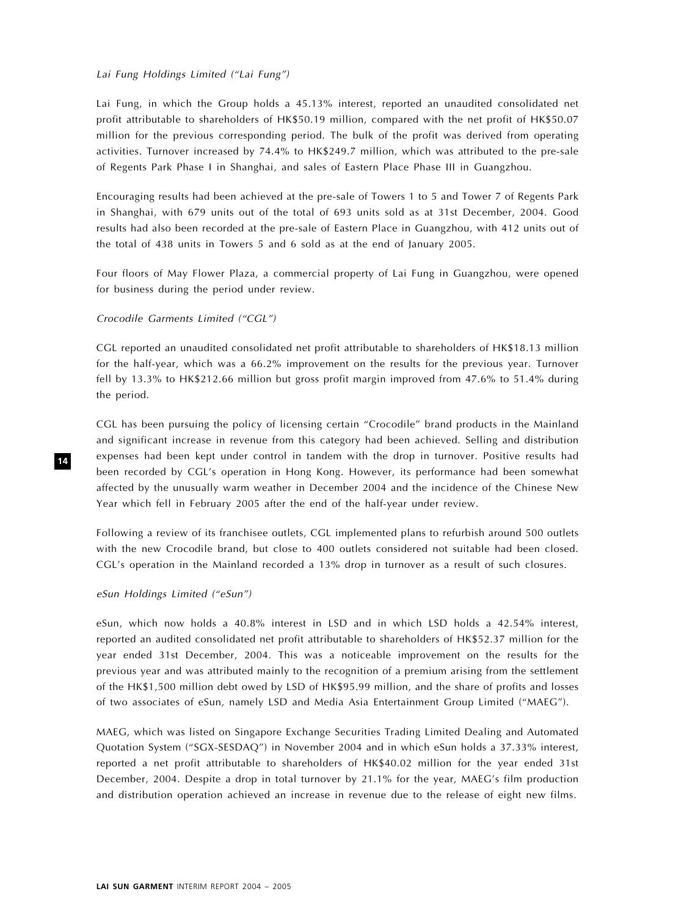*Lai Fung Holdings Limited ("Lai Fung")*

Lai Fung, in which the Group holds a 45.13% interest, reported an unaudited consolidated net profit attributable to shareholders of HK$50.19 million, compared with the net profit of HK$50.07 million for the previous corresponding period. The bulk of the profit was derived from operating activities. Turnover increased by 74.4% to HK$249.7 million, which was attributed to the pre-sale of Regents Park Phase I in Shanghai, and sales of Eastern Place Phase III in Guangzhou.

Encouraging results had been achieved at the pre-sale of Towers 1 to 5 and Tower 7 of Regents Park in Shanghai, with 679 units out of the total of 693 units sold as at 31st December, 2004. Good results had also been recorded at the pre-sale of Eastern Place in Guangzhou, with 412 units out of the total of 438 units in Towers 5 and 6 sold as at the end of January 2005.

Four floors of May Flower Plaza, a commercial property of Lai Fung in Guangzhou, were opened for business during the period under review.

*Crocodile Garments Limited ("CGL")*

CGL reported an unaudited consolidated net profit attributable to shareholders of HK$18.13 million for the half-year, which was a 66.2% improvement on the results for the previous year. Turnover fell by 13.3% to HK$212.66 million but gross profit margin improved from 47.6% to 51.4% during the period.

CGL has been pursuing the policy of licensing certain "Crocodile" brand products in the Mainland and significant increase in revenue from this category had been achieved. Selling and distribution expenses had been kept under control in tandem with the drop in turnover. Positive results had been recorded by CGL's operation in Hong Kong. However, its performance had been somewhat affected by the unusually warm weather in December 2004 and the incidence of the Chinese New Year which fell in February 2005 after the end of the half-year under review.

Following a review of its franchisee outlets, CGL implemented plans to refurbish around 500 outlets with the new Crocodile brand, but close to 400 outlets considered not suitable had been closed. CGL's operation in the Mainland recorded a 13% drop in turnover as a result of such closures.

*eSun Holdings Limited ("eSun")*

eSun, which now holds a 40.8% interest in LSD and in which LSD holds a 42.54% interest, reported an audited consolidated net profit attributable to shareholders of HK$52.37 million for the year ended 31st December, 2004. This was a noticeable improvement on the results for the previous year and was attributed mainly to the recognition of a premium arising from the settlement of the HK$1,500 million debt owed by LSD of HK$95.99 million, and the share of profits and losses of two associates of eSun, namely LSD and Media Asia Entertainment Group Limited ("MAEG").

MAEG, which was listed on Singapore Exchange Securities Trading Limited Dealing and Automated Quotation System ("SGX-SESDAQ") in November 2004 and in which eSun holds a 37.33% interest, reported a net profit attributable to shareholders of HK$40.02 million for the year ended 31st December, 2004. Despite a drop in total turnover by 21.1% for the year, MAEG's film production and distribution operation achieved an increase in revenue due to the release of eight new films.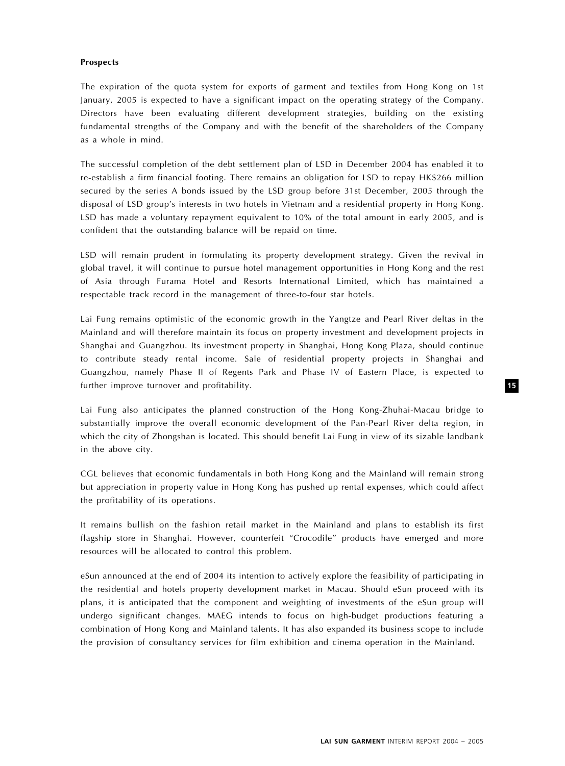**Prospects**

The expiration of the quota system for exports of garment and textiles from Hong Kong on 1st January, 2005 is expected to have a significant impact on the operating strategy of the Company. Directors have been evaluating different development strategies, building on the existing fundamental strengths of the Company and with the benefit of the shareholders of the Company as a whole in mind.

The successful completion of the debt settlement plan of LSD in December 2004 has enabled it to re-establish a firm financial footing. There remains an obligation for LSD to repay HK$266 million secured by the series A bonds issued by the LSD group before 31st December, 2005 through the disposal of LSD group's interests in two hotels in Vietnam and a residential property in Hong Kong. LSD has made a voluntary repayment equivalent to 10% of the total amount in early 2005, and is confident that the outstanding balance will be repaid on time.

LSD will remain prudent in formulating its property development strategy. Given the revival in global travel, it will continue to pursue hotel management opportunities in Hong Kong and the rest of Asia through Furama Hotel and Resorts International Limited, which has maintained a respectable track record in the management of three-to-four star hotels.

Lai Fung remains optimistic of the economic growth in the Yangtze and Pearl River deltas in the Mainland and will therefore maintain its focus on property investment and development projects in Shanghai and Guangzhou. Its investment property in Shanghai, Hong Kong Plaza, should continue to contribute steady rental income. Sale of residential property projects in Shanghai and Guangzhou, namely Phase II of Regents Park and Phase IV of Eastern Place, is expected to further improve turnover and profitability.

Lai Fung also anticipates the planned construction of the Hong Kong-Zhuhai-Macau bridge to substantially improve the overall economic development of the Pan-Pearl River delta region, in which the city of Zhongshan is located. This should benefit Lai Fung in view of its sizable landbank in the above city.

CGL believes that economic fundamentals in both Hong Kong and the Mainland will remain strong but appreciation in property value in Hong Kong has pushed up rental expenses, which could affect the profitability of its operations.

It remains bullish on the fashion retail market in the Mainland and plans to establish its first flagship store in Shanghai. However, counterfeit "Crocodile" products have emerged and more resources will be allocated to control this problem.

eSun announced at the end of 2004 its intention to actively explore the feasibility of participating in the residential and hotels property development market in Macau. Should eSun proceed with its plans, it is anticipated that the component and weighting of investments of the eSun group will undergo significant changes. MAEG intends to focus on high-budget productions featuring a combination of Hong Kong and Mainland talents. It has also expanded its business scope to include the provision of consultancy services for film exhibition and cinema operation in the Mainland.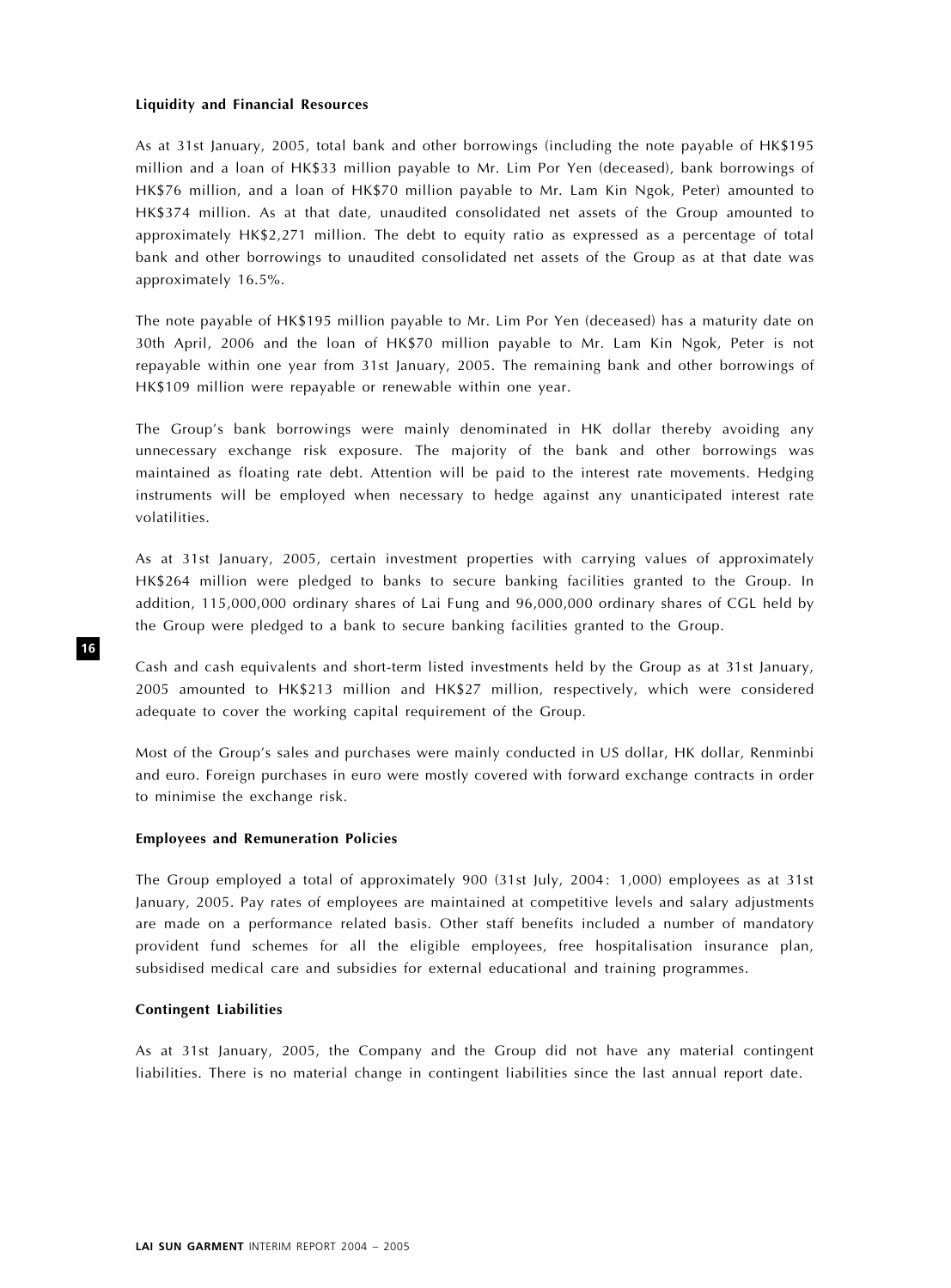**Liquidity and Financial Resources**

As at 31st January, 2005, total bank and other borrowings (including the note payable of HK$195 million and a loan of HK$33 million payable to Mr. Lim Por Yen (deceased), bank borrowings of HK$76 million, and a loan of HK$70 million payable to Mr. Lam Kin Ngok, Peter) amounted to HK$374 million. As at that date, unaudited consolidated net assets of the Group amounted to approximately HK$2,271 million. The debt to equity ratio as expressed as a percentage of total bank and other borrowings to unaudited consolidated net assets of the Group as at that date was approximately 16.5%.

The note payable of HK$195 million payable to Mr. Lim Por Yen (deceased) has a maturity date on 30th April, 2006 and the loan of HK$70 million payable to Mr. Lam Kin Ngok, Peter is not repayable within one year from 31st January, 2005. The remaining bank and other borrowings of HK$109 million were repayable or renewable within one year.

The Group's bank borrowings were mainly denominated in HK dollar thereby avoiding any unnecessary exchange risk exposure. The majority of the bank and other borrowings was maintained as floating rate debt. Attention will be paid to the interest rate movements. Hedging instruments will be employed when necessary to hedge against any unanticipated interest rate volatilities.

As at 31st January, 2005, certain investment properties with carrying values of approximately HK$264 million were pledged to banks to secure banking facilities granted to the Group. In addition, 115,000,000 ordinary shares of Lai Fung and 96,000,000 ordinary shares of CGL held by the Group were pledged to a bank to secure banking facilities granted to the Group.

Cash and cash equivalents and short-term listed investments held by the Group as at 31st January, 2005 amounted to HK$213 million and HK$27 million, respectively, which were considered adequate to cover the working capital requirement of the Group.

Most of the Group's sales and purchases were mainly conducted in US dollar, HK dollar, Renminbi and euro. Foreign purchases in euro were mostly covered with forward exchange contracts in order to minimise the exchange risk.

**Employees and Remuneration Policies**

The Group employed a total of approximately 900 (31st July, 2004: 1,000) employees as at 31st January, 2005. Pay rates of employees are maintained at competitive levels and salary adjustments are made on a performance related basis. Other staff benefits included a number of mandatory provident fund schemes for all the eligible employees, free hospitalisation insurance plan, subsidised medical care and subsidies for external educational and training programmes.

**Contingent Liabilities**

As at 31st January, 2005, the Company and the Group did not have any material contingent liabilities. There is no material change in contingent liabilities since the last annual report date.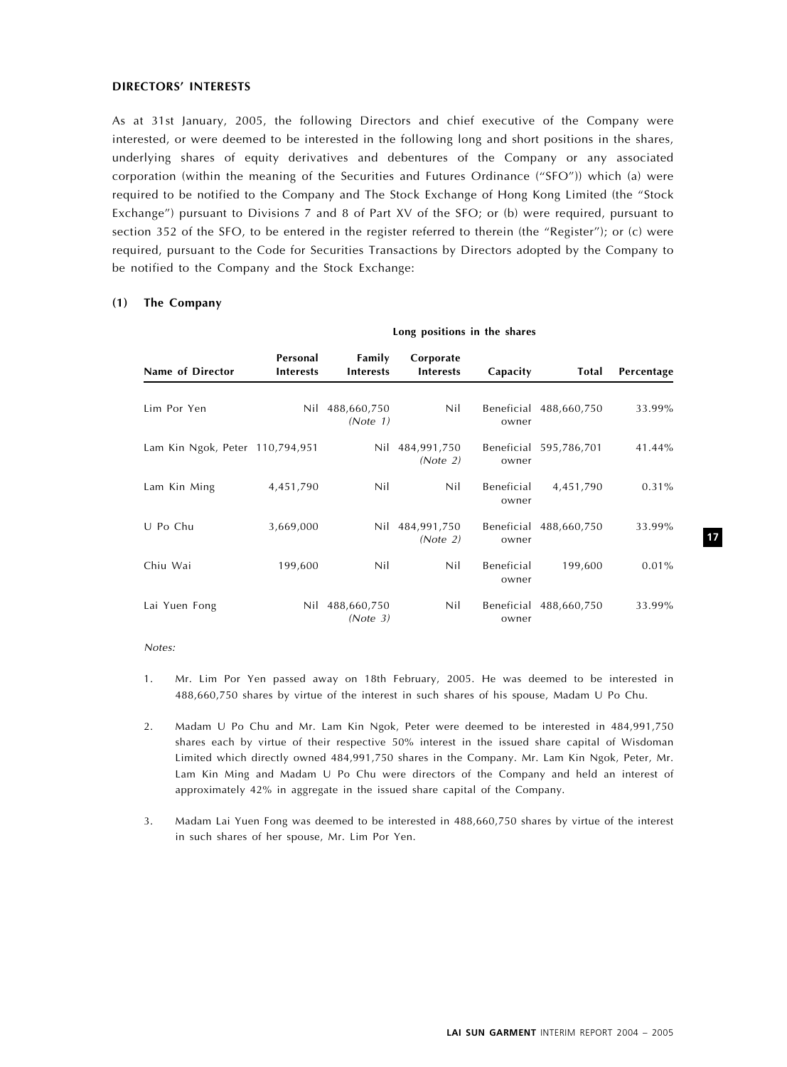## DIRECTORS' INTERESTS

As at 31st January, 2005, the following Directors and chief executive of the Company were interested, or were deemed to be interested in the following long and short positions in the shares, underlying shares of equity derivatives and debentures of the Company or any associated corporation (within the meaning of the Securities and Futures Ordinance ("SFO")) which (a) were required to be notified to the Company and The Stock Exchange of Hong Kong Limited (the "Stock Exchange") pursuant to Divisions 7 and 8 of Part XV of the SFO; or (b) were required, pursuant to section 352 of the SFO, to be entered in the register referred to therein (the "Register"); or (c) were required, pursuant to the Code for Securities Transactions by Directors adopted by the Company to be notified to the Company and the Stock Exchange:

### (1) The Company

| | Long positions in the shares | | | | | |
|---|---|---|---|---|---|---|
| **Name of Director** | **Personal Interests** | **Family Interests** | **Corporate Interests** | **Capacity** | **Total** | **Percentage** |
| Lim Por Yen | Nil | 488,660,750 *(Note 1)* | Nil | Beneficial owner | 488,660,750 | 33.99% |
| Lam Kin Ngok, Peter | 110,794,951 | Nil | 484,991,750 *(Note 2)* | Beneficial owner | 595,786,701 | 41.44% |
| Lam Kin Ming | 4,451,790 | Nil | Nil | Beneficial owner | 4,451,790 | 0.31% |
| U Po Chu | 3,669,000 | Nil | 484,991,750 *(Note 2)* | Beneficial owner | 488,660,750 | 33.99% |
| Chiu Wai | 199,600 | Nil | Nil | Beneficial owner | 199,600 | 0.01% |
| Lai Yuen Fong | Nil | 488,660,750 *(Note 3)* | Nil | Beneficial owner | 488,660,750 | 33.99% |

*Notes:*

1. Mr. Lim Por Yen passed away on 18th February, 2005. He was deemed to be interested in 488,660,750 shares by virtue of the interest in such shares of his spouse, Madam U Po Chu.

2. Madam U Po Chu and Mr. Lam Kin Ngok, Peter were deemed to be interested in 484,991,750 shares each by virtue of their respective 50% interest in the issued share capital of Wisdoman Limited which directly owned 484,991,750 shares in the Company. Mr. Lam Kin Ngok, Peter, Mr. Lam Kin Ming and Madam U Po Chu were directors of the Company and held an interest of approximately 42% in aggregate in the issued share capital of the Company.

3. Madam Lai Yuen Fong was deemed to be interested in 488,660,750 shares by virtue of the interest in such shares of her spouse, Mr. Lim Por Yen.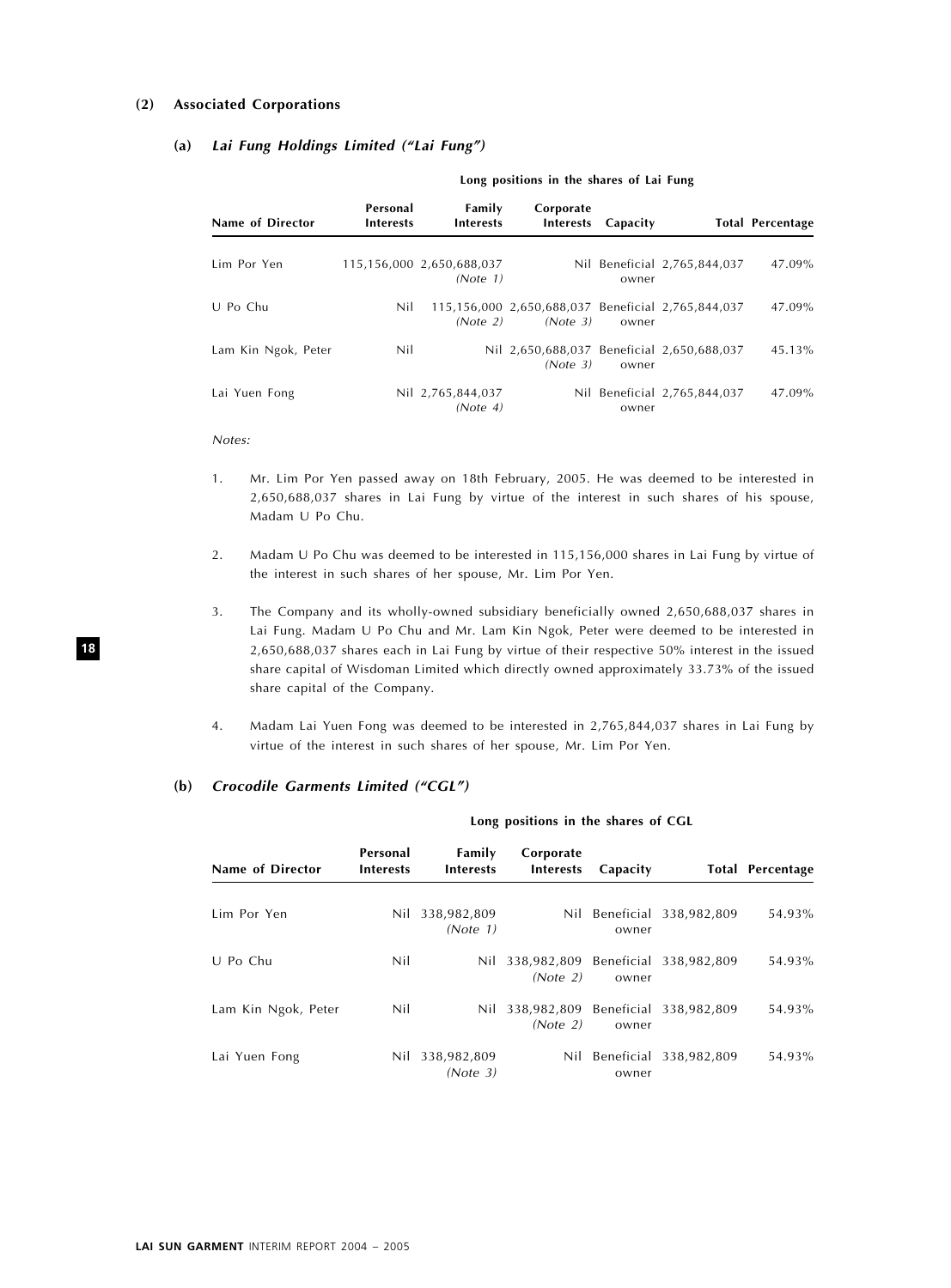### (2) Associated Corporations

#### (a) *Lai Fung Holdings Limited ("Lai Fung")*

| | Long positions in the shares of Lai Fung | | | | | |
|---|---|---|---|---|---|---|
| **Name of Director** | **Personal Interests** | **Family Interests** | **Corporate Interests** | **Capacity** | **Total** | **Percentage** |
| Lim Por Yen | 115,156,000 | 2,650,688,037 *(Note 1)* | Nil | Beneficial owner | 2,765,844,037 | 47.09% |
| U Po Chu | Nil | 115,156,000 *(Note 2)* | 2,650,688,037 *(Note 3)* | Beneficial owner | 2,765,844,037 | 47.09% |
| Lam Kin Ngok, Peter | Nil | Nil | 2,650,688,037 *(Note 3)* | Beneficial owner | 2,650,688,037 | 45.13% |
| Lai Yuen Fong | Nil | 2,765,844,037 *(Note 4)* | Nil | Beneficial owner | 2,765,844,037 | 47.09% |

*Notes:*

1. Mr. Lim Por Yen passed away on 18th February, 2005. He was deemed to be interested in 2,650,688,037 shares in Lai Fung by virtue of the interest in such shares of his spouse, Madam U Po Chu.

2. Madam U Po Chu was deemed to be interested in 115,156,000 shares in Lai Fung by virtue of the interest in such shares of her spouse, Mr. Lim Por Yen.

3. The Company and its wholly-owned subsidiary beneficially owned 2,650,688,037 shares in Lai Fung. Madam U Po Chu and Mr. Lam Kin Ngok, Peter were deemed to be interested in 2,650,688,037 shares each in Lai Fung by virtue of their respective 50% interest in the issued share capital of Wisdoman Limited which directly owned approximately 33.73% of the issued share capital of the Company.

4. Madam Lai Yuen Fong was deemed to be interested in 2,765,844,037 shares in Lai Fung by virtue of the interest in such shares of her spouse, Mr. Lim Por Yen.

#### (b) *Crocodile Garments Limited ("CGL")*

| | Long positions in the shares of CGL | | | | | |
|---|---|---|---|---|---|---|
| **Name of Director** | **Personal Interests** | **Family Interests** | **Corporate Interests** | **Capacity** | **Total** | **Percentage** |
| Lim Por Yen | Nil | 338,982,809 *(Note 1)* | Nil | Beneficial owner | 338,982,809 | 54.93% |
| U Po Chu | Nil | Nil | 338,982,809 *(Note 2)* | Beneficial owner | 338,982,809 | 54.93% |
| Lam Kin Ngok, Peter | Nil | Nil | 338,982,809 *(Note 2)* | Beneficial owner | 338,982,809 | 54.93% |
| Lai Yuen Fong | Nil | 338,982,809 *(Note 3)* | Nil | Beneficial owner | 338,982,809 | 54.93% |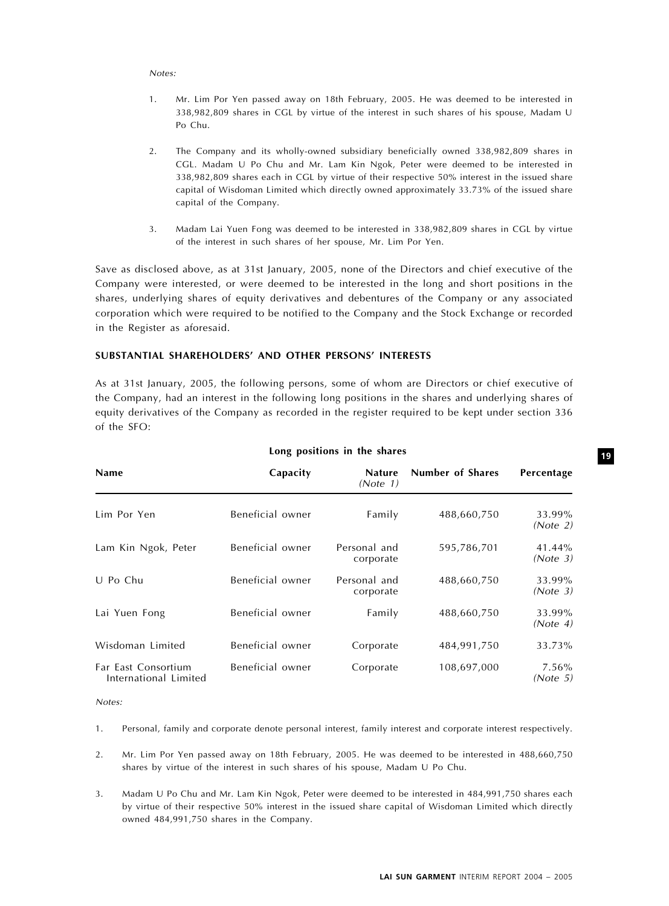*Notes:*

1. Mr. Lim Por Yen passed away on 18th February, 2005. He was deemed to be interested in 338,982,809 shares in CGL by virtue of the interest in such shares of his spouse, Madam U Po Chu.

2. The Company and its wholly-owned subsidiary beneficially owned 338,982,809 shares in CGL. Madam U Po Chu and Mr. Lam Kin Ngok, Peter were deemed to be interested in 338,982,809 shares each in CGL by virtue of their respective 50% interest in the issued share capital of Wisdoman Limited which directly owned approximately 33.73% of the issued share capital of the Company.

3. Madam Lai Yuen Fong was deemed to be interested in 338,982,809 shares in CGL by virtue of the interest in such shares of her spouse, Mr. Lim Por Yen.

Save as disclosed above, as at 31st January, 2005, none of the Directors and chief executive of the Company were interested, or were deemed to be interested in the long and short positions in the shares, underlying shares of equity derivatives and debentures of the Company or any associated corporation which were required to be notified to the Company and the Stock Exchange or recorded in the Register as aforesaid.

## SUBSTANTIAL SHAREHOLDERS' AND OTHER PERSONS' INTERESTS

As at 31st January, 2005, the following persons, some of whom are Directors or chief executive of the Company, had an interest in the following long positions in the shares and underlying shares of equity derivatives of the Company as recorded in the register required to be kept under section 336 of the SFO:

**Long positions in the shares**

| Name | Capacity | Nature *(Note 1)* | Number of Shares | Percentage |
|---|---|---|---|---|
| Lim Por Yen | Beneficial owner | Family | 488,660,750 | 33.99% *(Note 2)* |
| Lam Kin Ngok, Peter | Beneficial owner | Personal and corporate | 595,786,701 | 41.44% *(Note 3)* |
| U Po Chu | Beneficial owner | Personal and corporate | 488,660,750 | 33.99% *(Note 3)* |
| Lai Yuen Fong | Beneficial owner | Family | 488,660,750 | 33.99% *(Note 4)* |
| Wisdoman Limited | Beneficial owner | Corporate | 484,991,750 | 33.73% |
| Far East Consortium International Limited | Beneficial owner | Corporate | 108,697,000 | 7.56% *(Note 5)* |

*Notes:*

1. Personal, family and corporate denote personal interest, family interest and corporate interest respectively.

2. Mr. Lim Por Yen passed away on 18th February, 2005. He was deemed to be interested in 488,660,750 shares by virtue of the interest in such shares of his spouse, Madam U Po Chu.

3. Madam U Po Chu and Mr. Lam Kin Ngok, Peter were deemed to be interested in 484,991,750 shares each by virtue of their respective 50% interest in the issued share capital of Wisdoman Limited which directly owned 484,991,750 shares in the Company.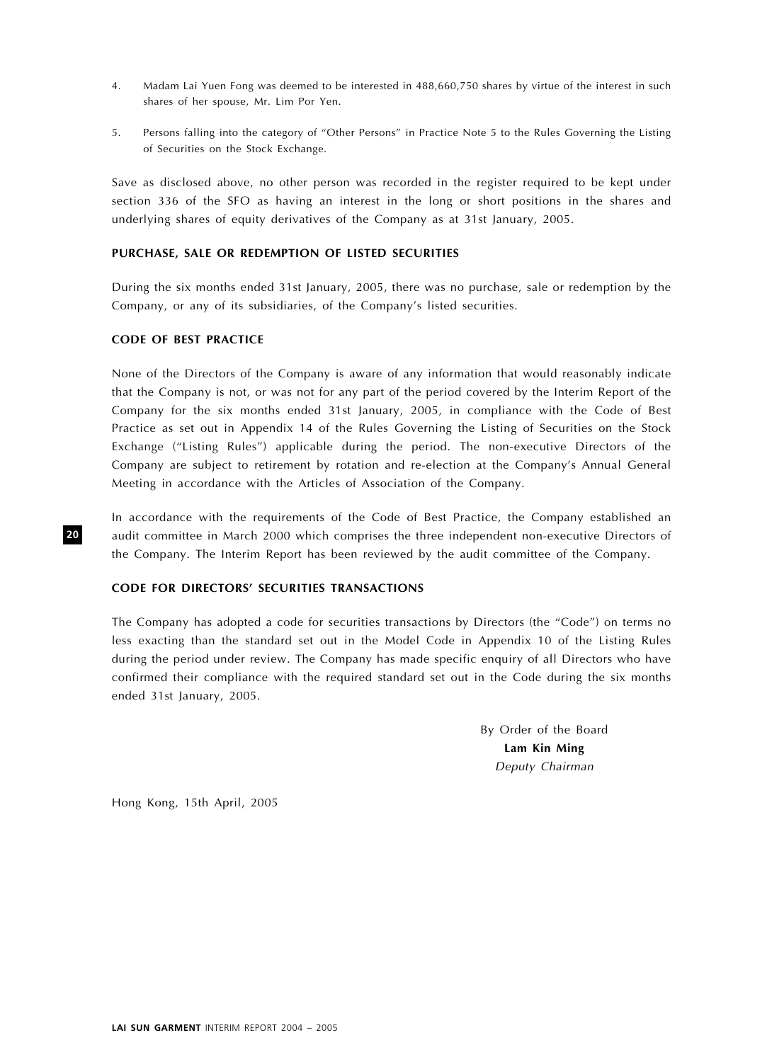4. Madam Lai Yuen Fong was deemed to be interested in 488,660,750 shares by virtue of the interest in such shares of her spouse, Mr. Lim Por Yen.

5. Persons falling into the category of "Other Persons" in Practice Note 5 to the Rules Governing the Listing of Securities on the Stock Exchange.

Save as disclosed above, no other person was recorded in the register required to be kept under section 336 of the SFO as having an interest in the long or short positions in the shares and underlying shares of equity derivatives of the Company as at 31st January, 2005.

## PURCHASE, SALE OR REDEMPTION OF LISTED SECURITIES

During the six months ended 31st January, 2005, there was no purchase, sale or redemption by the Company, or any of its subsidiaries, of the Company's listed securities.

## CODE OF BEST PRACTICE

None of the Directors of the Company is aware of any information that would reasonably indicate that the Company is not, or was not for any part of the period covered by the Interim Report of the Company for the six months ended 31st January, 2005, in compliance with the Code of Best Practice as set out in Appendix 14 of the Rules Governing the Listing of Securities on the Stock Exchange ("Listing Rules") applicable during the period. The non-executive Directors of the Company are subject to retirement by rotation and re-election at the Company's Annual General Meeting in accordance with the Articles of Association of the Company.

In accordance with the requirements of the Code of Best Practice, the Company established an audit committee in March 2000 which comprises the three independent non-executive Directors of the Company. The Interim Report has been reviewed by the audit committee of the Company.

## CODE FOR DIRECTORS' SECURITIES TRANSACTIONS

The Company has adopted a code for securities transactions by Directors (the "Code") on terms no less exacting than the standard set out in the Model Code in Appendix 10 of the Listing Rules during the period under review. The Company has made specific enquiry of all Directors who have confirmed their compliance with the required standard set out in the Code during the six months ended 31st January, 2005.

By Order of the Board
**Lam Kin Ming**
*Deputy Chairman*

Hong Kong, 15th April, 2005